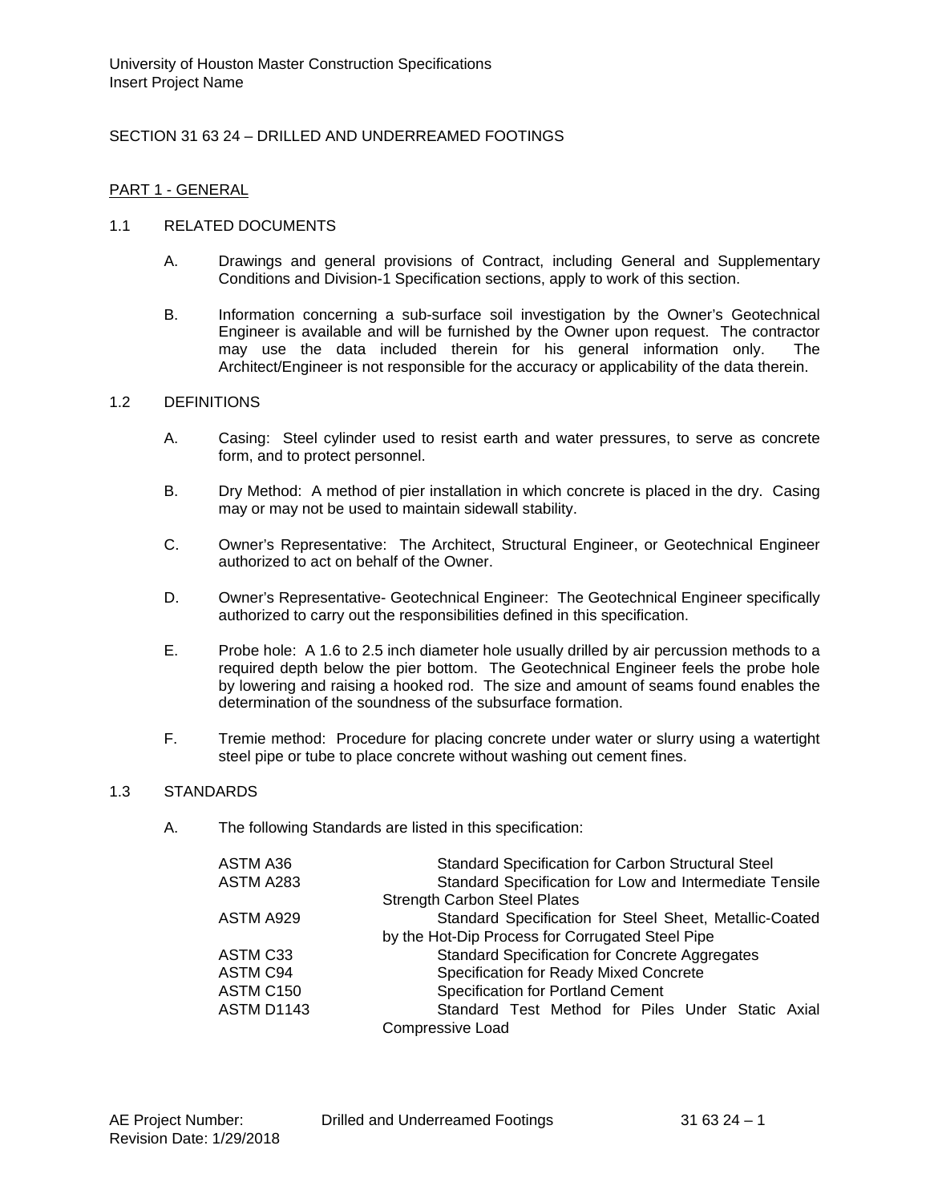University of Houston Master Construction Specifications
Insert Project Name

# SECTION 31 63 24 – DRILLED AND UNDERREAMED FOOTINGS

## PART 1 - GENERAL

### 1.1 RELATED DOCUMENTS

A. Drawings and general provisions of Contract, including General and Supplementary Conditions and Division-1 Specification sections, apply to work of this section.

B. Information concerning a sub-surface soil investigation by the Owner's Geotechnical Engineer is available and will be furnished by the Owner upon request. The contractor may use the data included therein for his general information only. The Architect/Engineer is not responsible for the accuracy or applicability of the data therein.

### 1.2 DEFINITIONS

A. Casing: Steel cylinder used to resist earth and water pressures, to serve as concrete form, and to protect personnel.

B. Dry Method: A method of pier installation in which concrete is placed in the dry. Casing may or may not be used to maintain sidewall stability.

C. Owner's Representative: The Architect, Structural Engineer, or Geotechnical Engineer authorized to act on behalf of the Owner.

D. Owner's Representative- Geotechnical Engineer: The Geotechnical Engineer specifically authorized to carry out the responsibilities defined in this specification.

E. Probe hole: A 1.6 to 2.5 inch diameter hole usually drilled by air percussion methods to a required depth below the pier bottom. The Geotechnical Engineer feels the probe hole by lowering and raising a hooked rod. The size and amount of seams found enables the determination of the soundness of the subsurface formation.

F. Tremie method: Procedure for placing concrete under water or slurry using a watertight steel pipe or tube to place concrete without washing out cement fines.

### 1.3 STANDARDS

A. The following Standards are listed in this specification:

| | |
|---|---|
| ASTM A36 | Standard Specification for Carbon Structural Steel |
| ASTM A283 | Standard Specification for Low and Intermediate Tensile Strength Carbon Steel Plates |
| ASTM A929 | Standard Specification for Steel Sheet, Metallic-Coated by the Hot-Dip Process for Corrugated Steel Pipe |
| ASTM C33 | Standard Specification for Concrete Aggregates |
| ASTM C94 | Specification for Ready Mixed Concrete |
| ASTM C150 | Specification for Portland Cement |
| ASTM D1143 | Standard Test Method for Piles Under Static Axial Compressive Load |

AE Project Number:
Revision Date: 1/29/2018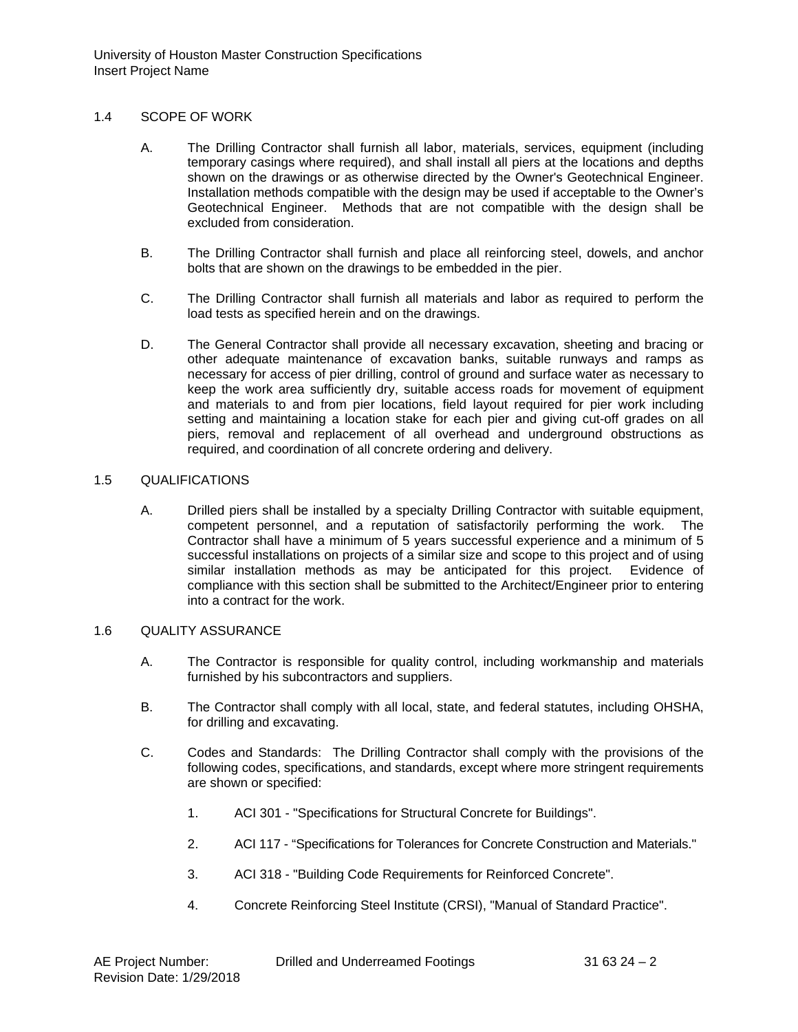## 1.4 SCOPE OF WORK

A. The Drilling Contractor shall furnish all labor, materials, services, equipment (including temporary casings where required), and shall install all piers at the locations and depths shown on the drawings or as otherwise directed by the Owner's Geotechnical Engineer. Installation methods compatible with the design may be used if acceptable to the Owner's Geotechnical Engineer. Methods that are not compatible with the design shall be excluded from consideration.

B. The Drilling Contractor shall furnish and place all reinforcing steel, dowels, and anchor bolts that are shown on the drawings to be embedded in the pier.

C. The Drilling Contractor shall furnish all materials and labor as required to perform the load tests as specified herein and on the drawings.

D. The General Contractor shall provide all necessary excavation, sheeting and bracing or other adequate maintenance of excavation banks, suitable runways and ramps as necessary for access of pier drilling, control of ground and surface water as necessary to keep the work area sufficiently dry, suitable access roads for movement of equipment and materials to and from pier locations, field layout required for pier work including setting and maintaining a location stake for each pier and giving cut-off grades on all piers, removal and replacement of all overhead and underground obstructions as required, and coordination of all concrete ordering and delivery.

## 1.5 QUALIFICATIONS

A. Drilled piers shall be installed by a specialty Drilling Contractor with suitable equipment, competent personnel, and a reputation of satisfactorily performing the work. The Contractor shall have a minimum of 5 years successful experience and a minimum of 5 successful installations on projects of a similar size and scope to this project and of using similar installation methods as may be anticipated for this project. Evidence of compliance with this section shall be submitted to the Architect/Engineer prior to entering into a contract for the work.

## 1.6 QUALITY ASSURANCE

A. The Contractor is responsible for quality control, including workmanship and materials furnished by his subcontractors and suppliers.

B. The Contractor shall comply with all local, state, and federal statutes, including OHSHA, for drilling and excavating.

C. Codes and Standards: The Drilling Contractor shall comply with the provisions of the following codes, specifications, and standards, except where more stringent requirements are shown or specified:

1. ACI 301 - "Specifications for Structural Concrete for Buildings".
2. ACI 117 - "Specifications for Tolerances for Concrete Construction and Materials."
3. ACI 318 - "Building Code Requirements for Reinforced Concrete".
4. Concrete Reinforcing Steel Institute (CRSI), "Manual of Standard Practice".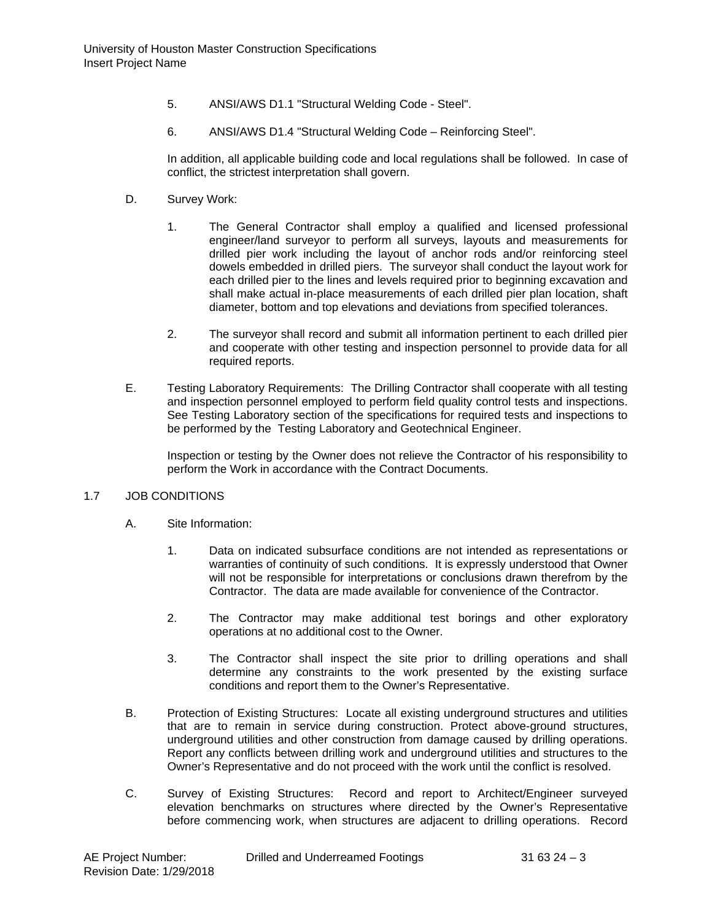5. ANSI/AWS D1.1 "Structural Welding Code - Steel".

6. ANSI/AWS D1.4 "Structural Welding Code – Reinforcing Steel".

In addition, all applicable building code and local regulations shall be followed. In case of conflict, the strictest interpretation shall govern.

D. Survey Work:

1. The General Contractor shall employ a qualified and licensed professional engineer/land surveyor to perform all surveys, layouts and measurements for drilled pier work including the layout of anchor rods and/or reinforcing steel dowels embedded in drilled piers. The surveyor shall conduct the layout work for each drilled pier to the lines and levels required prior to beginning excavation and shall make actual in-place measurements of each drilled pier plan location, shaft diameter, bottom and top elevations and deviations from specified tolerances.

2. The surveyor shall record and submit all information pertinent to each drilled pier and cooperate with other testing and inspection personnel to provide data for all required reports.

E. Testing Laboratory Requirements: The Drilling Contractor shall cooperate with all testing and inspection personnel employed to perform field quality control tests and inspections. See Testing Laboratory section of the specifications for required tests and inspections to be performed by the Testing Laboratory and Geotechnical Engineer.

Inspection or testing by the Owner does not relieve the Contractor of his responsibility to perform the Work in accordance with the Contract Documents.

## 1.7 JOB CONDITIONS

A. Site Information:

1. Data on indicated subsurface conditions are not intended as representations or warranties of continuity of such conditions. It is expressly understood that Owner will not be responsible for interpretations or conclusions drawn therefrom by the Contractor. The data are made available for convenience of the Contractor.

2. The Contractor may make additional test borings and other exploratory operations at no additional cost to the Owner.

3. The Contractor shall inspect the site prior to drilling operations and shall determine any constraints to the work presented by the existing surface conditions and report them to the Owner's Representative.

B. Protection of Existing Structures: Locate all existing underground structures and utilities that are to remain in service during construction. Protect above-ground structures, underground utilities and other construction from damage caused by drilling operations. Report any conflicts between drilling work and underground utilities and structures to the Owner's Representative and do not proceed with the work until the conflict is resolved.

C. Survey of Existing Structures: Record and report to Architect/Engineer surveyed elevation benchmarks on structures where directed by the Owner's Representative before commencing work, when structures are adjacent to drilling operations. Record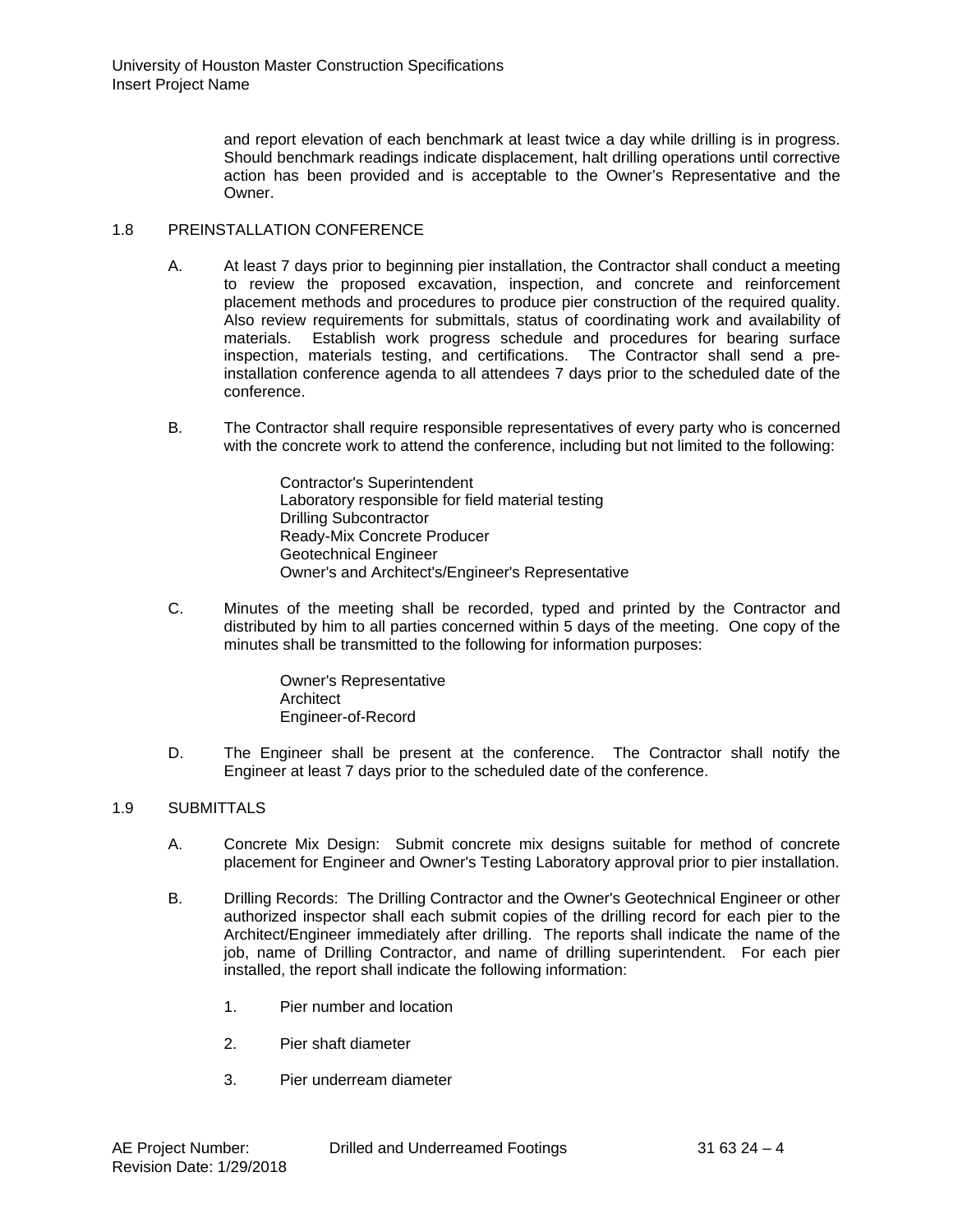and report elevation of each benchmark at least twice a day while drilling is in progress. Should benchmark readings indicate displacement, halt drilling operations until corrective action has been provided and is acceptable to the Owner's Representative and the Owner.

## 1.8 PREINSTALLATION CONFERENCE

A. At least 7 days prior to beginning pier installation, the Contractor shall conduct a meeting to review the proposed excavation, inspection, and concrete and reinforcement placement methods and procedures to produce pier construction of the required quality. Also review requirements for submittals, status of coordinating work and availability of materials. Establish work progress schedule and procedures for bearing surface inspection, materials testing, and certifications. The Contractor shall send a pre-installation conference agenda to all attendees 7 days prior to the scheduled date of the conference.

B. The Contractor shall require responsible representatives of every party who is concerned with the concrete work to attend the conference, including but not limited to the following:

Contractor's Superintendent
Laboratory responsible for field material testing
Drilling Subcontractor
Ready-Mix Concrete Producer
Geotechnical Engineer
Owner's and Architect's/Engineer's Representative

C. Minutes of the meeting shall be recorded, typed and printed by the Contractor and distributed by him to all parties concerned within 5 days of the meeting. One copy of the minutes shall be transmitted to the following for information purposes:

Owner's Representative
Architect
Engineer-of-Record

D. The Engineer shall be present at the conference. The Contractor shall notify the Engineer at least 7 days prior to the scheduled date of the conference.

## 1.9 SUBMITTALS

A. Concrete Mix Design: Submit concrete mix designs suitable for method of concrete placement for Engineer and Owner's Testing Laboratory approval prior to pier installation.

B. Drilling Records: The Drilling Contractor and the Owner's Geotechnical Engineer or other authorized inspector shall each submit copies of the drilling record for each pier to the Architect/Engineer immediately after drilling. The reports shall indicate the name of the job, name of Drilling Contractor, and name of drilling superintendent. For each pier installed, the report shall indicate the following information:

1. Pier number and location
2. Pier shaft diameter
3. Pier underream diameter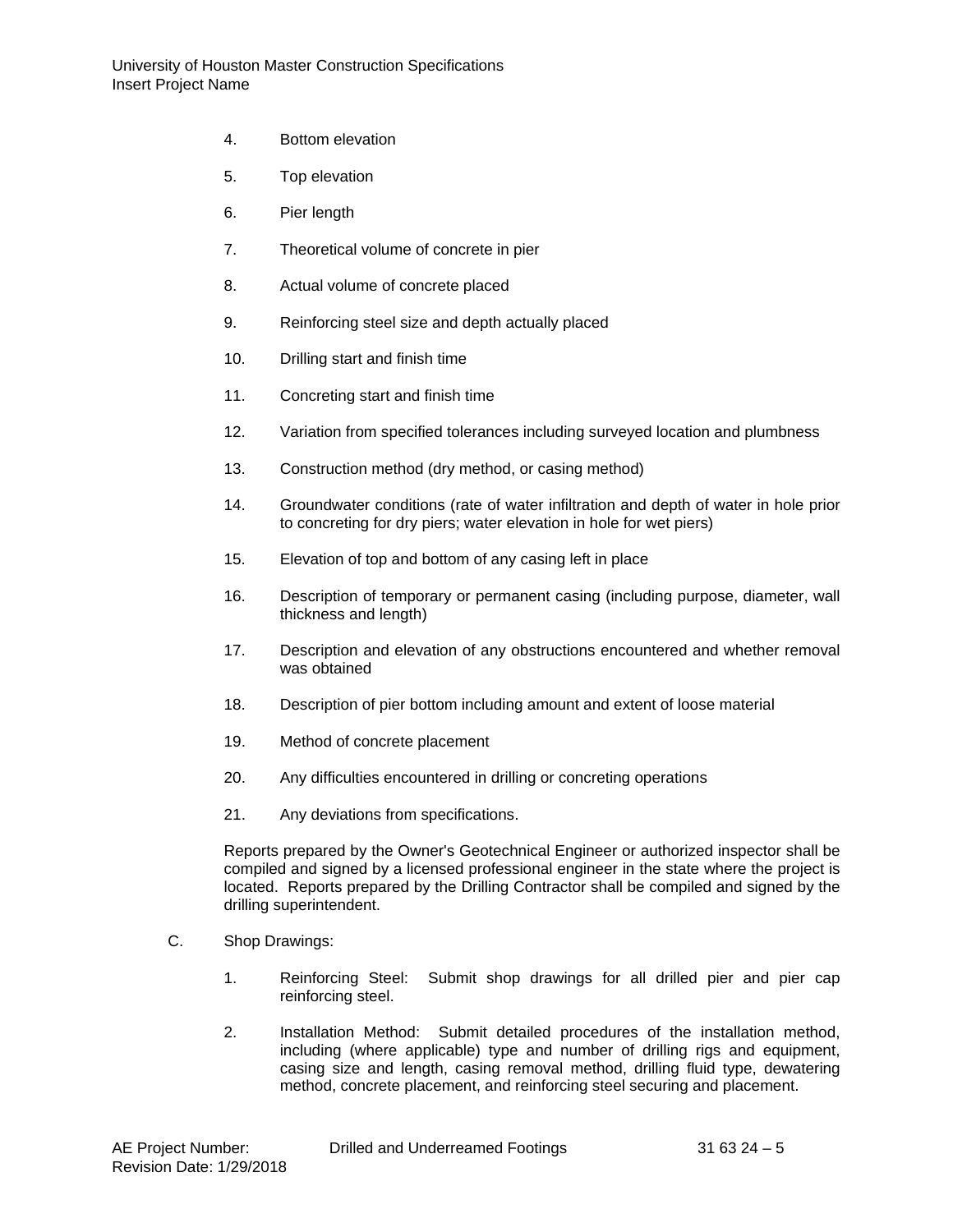4. Bottom elevation

5. Top elevation

6. Pier length

7. Theoretical volume of concrete in pier

8. Actual volume of concrete placed

9. Reinforcing steel size and depth actually placed

10. Drilling start and finish time

11. Concreting start and finish time

12. Variation from specified tolerances including surveyed location and plumbness

13. Construction method (dry method, or casing method)

14. Groundwater conditions (rate of water infiltration and depth of water in hole prior to concreting for dry piers; water elevation in hole for wet piers)

15. Elevation of top and bottom of any casing left in place

16. Description of temporary or permanent casing (including purpose, diameter, wall thickness and length)

17. Description and elevation of any obstructions encountered and whether removal was obtained

18. Description of pier bottom including amount and extent of loose material

19. Method of concrete placement

20. Any difficulties encountered in drilling or concreting operations

21. Any deviations from specifications.

Reports prepared by the Owner's Geotechnical Engineer or authorized inspector shall be compiled and signed by a licensed professional engineer in the state where the project is located. Reports prepared by the Drilling Contractor shall be compiled and signed by the drilling superintendent.

C. Shop Drawings:

1. Reinforcing Steel: Submit shop drawings for all drilled pier and pier cap reinforcing steel.

2. Installation Method: Submit detailed procedures of the installation method, including (where applicable) type and number of drilling rigs and equipment, casing size and length, casing removal method, drilling fluid type, dewatering method, concrete placement, and reinforcing steel securing and placement.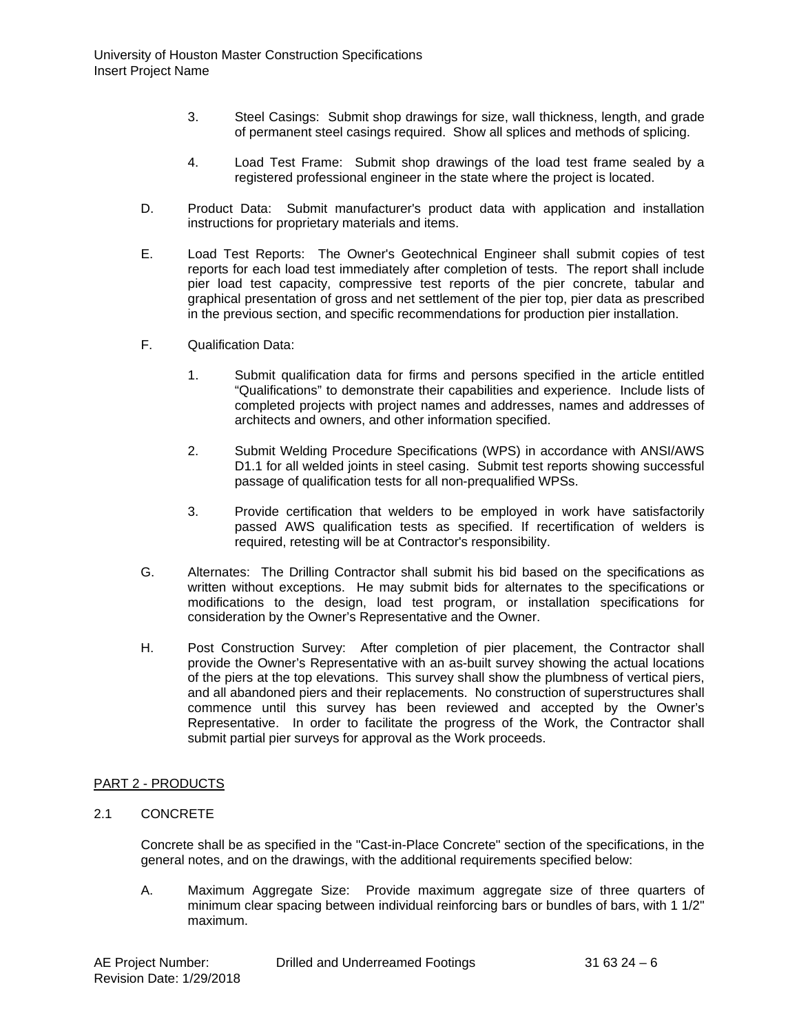3. Steel Casings: Submit shop drawings for size, wall thickness, length, and grade of permanent steel casings required. Show all splices and methods of splicing.

4. Load Test Frame: Submit shop drawings of the load test frame sealed by a registered professional engineer in the state where the project is located.

D. Product Data: Submit manufacturer's product data with application and installation instructions for proprietary materials and items.

E. Load Test Reports: The Owner's Geotechnical Engineer shall submit copies of test reports for each load test immediately after completion of tests. The report shall include pier load test capacity, compressive test reports of the pier concrete, tabular and graphical presentation of gross and net settlement of the pier top, pier data as prescribed in the previous section, and specific recommendations for production pier installation.

F. Qualification Data:

1. Submit qualification data for firms and persons specified in the article entitled “Qualifications” to demonstrate their capabilities and experience. Include lists of completed projects with project names and addresses, names and addresses of architects and owners, and other information specified.

2. Submit Welding Procedure Specifications (WPS) in accordance with ANSI/AWS D1.1 for all welded joints in steel casing. Submit test reports showing successful passage of qualification tests for all non-prequalified WPSs.

3. Provide certification that welders to be employed in work have satisfactorily passed AWS qualification tests as specified. If recertification of welders is required, retesting will be at Contractor's responsibility.

G. Alternates: The Drilling Contractor shall submit his bid based on the specifications as written without exceptions. He may submit bids for alternates to the specifications or modifications to the design, load test program, or installation specifications for consideration by the Owner’s Representative and the Owner.

H. Post Construction Survey: After completion of pier placement, the Contractor shall provide the Owner’s Representative with an as-built survey showing the actual locations of the piers at the top elevations. This survey shall show the plumbness of vertical piers, and all abandoned piers and their replacements. No construction of superstructures shall commence until this survey has been reviewed and accepted by the Owner’s Representative. In order to facilitate the progress of the Work, the Contractor shall submit partial pier surveys for approval as the Work proceeds.

## PART 2 - PRODUCTS

### 2.1 CONCRETE

Concrete shall be as specified in the "Cast-in-Place Concrete" section of the specifications, in the general notes, and on the drawings, with the additional requirements specified below:

A. Maximum Aggregate Size: Provide maximum aggregate size of three quarters of minimum clear spacing between individual reinforcing bars or bundles of bars, with 1 1/2" maximum.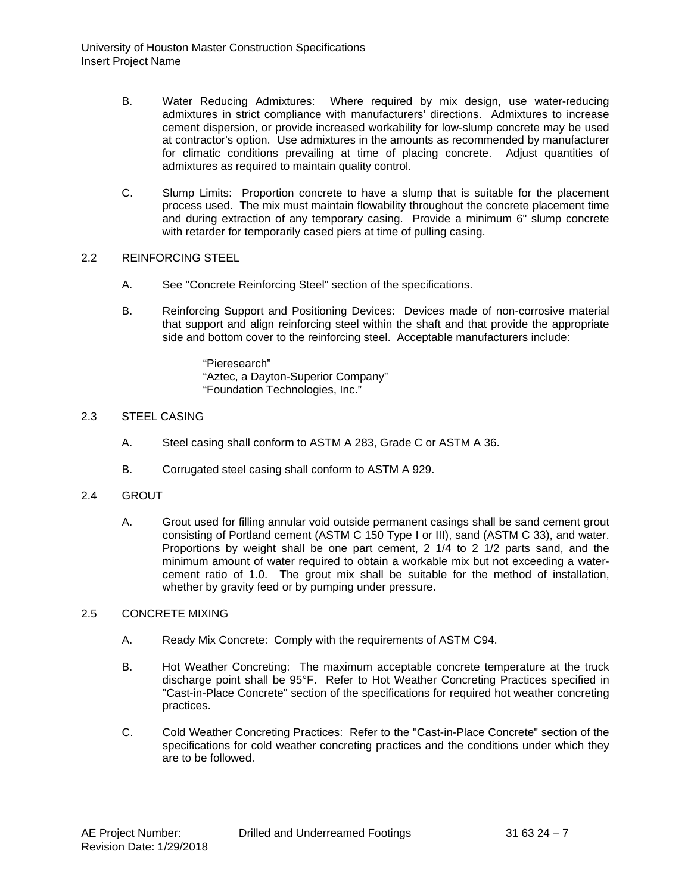B. Water Reducing Admixtures: Where required by mix design, use water-reducing admixtures in strict compliance with manufacturers' directions. Admixtures to increase cement dispersion, or provide increased workability for low-slump concrete may be used at contractor's option. Use admixtures in the amounts as recommended by manufacturer for climatic conditions prevailing at time of placing concrete. Adjust quantities of admixtures as required to maintain quality control.

C. Slump Limits: Proportion concrete to have a slump that is suitable for the placement process used. The mix must maintain flowability throughout the concrete placement time and during extraction of any temporary casing. Provide a minimum 6" slump concrete with retarder for temporarily cased piers at time of pulling casing.

## 2.2 REINFORCING STEEL

A. See "Concrete Reinforcing Steel" section of the specifications.

B. Reinforcing Support and Positioning Devices: Devices made of non-corrosive material that support and align reinforcing steel within the shaft and that provide the appropriate side and bottom cover to the reinforcing steel. Acceptable manufacturers include:

"Pieresearch"
"Aztec, a Dayton-Superior Company"
"Foundation Technologies, Inc."

## 2.3 STEEL CASING

A. Steel casing shall conform to ASTM A 283, Grade C or ASTM A 36.

B. Corrugated steel casing shall conform to ASTM A 929.

## 2.4 GROUT

A. Grout used for filling annular void outside permanent casings shall be sand cement grout consisting of Portland cement (ASTM C 150 Type I or III), sand (ASTM C 33), and water. Proportions by weight shall be one part cement, 2 1/4 to 2 1/2 parts sand, and the minimum amount of water required to obtain a workable mix but not exceeding a water-cement ratio of 1.0. The grout mix shall be suitable for the method of installation, whether by gravity feed or by pumping under pressure.

## 2.5 CONCRETE MIXING

A. Ready Mix Concrete: Comply with the requirements of ASTM C94.

B. Hot Weather Concreting: The maximum acceptable concrete temperature at the truck discharge point shall be 95°F. Refer to Hot Weather Concreting Practices specified in "Cast-in-Place Concrete" section of the specifications for required hot weather concreting practices.

C. Cold Weather Concreting Practices: Refer to the "Cast-in-Place Concrete" section of the specifications for cold weather concreting practices and the conditions under which they are to be followed.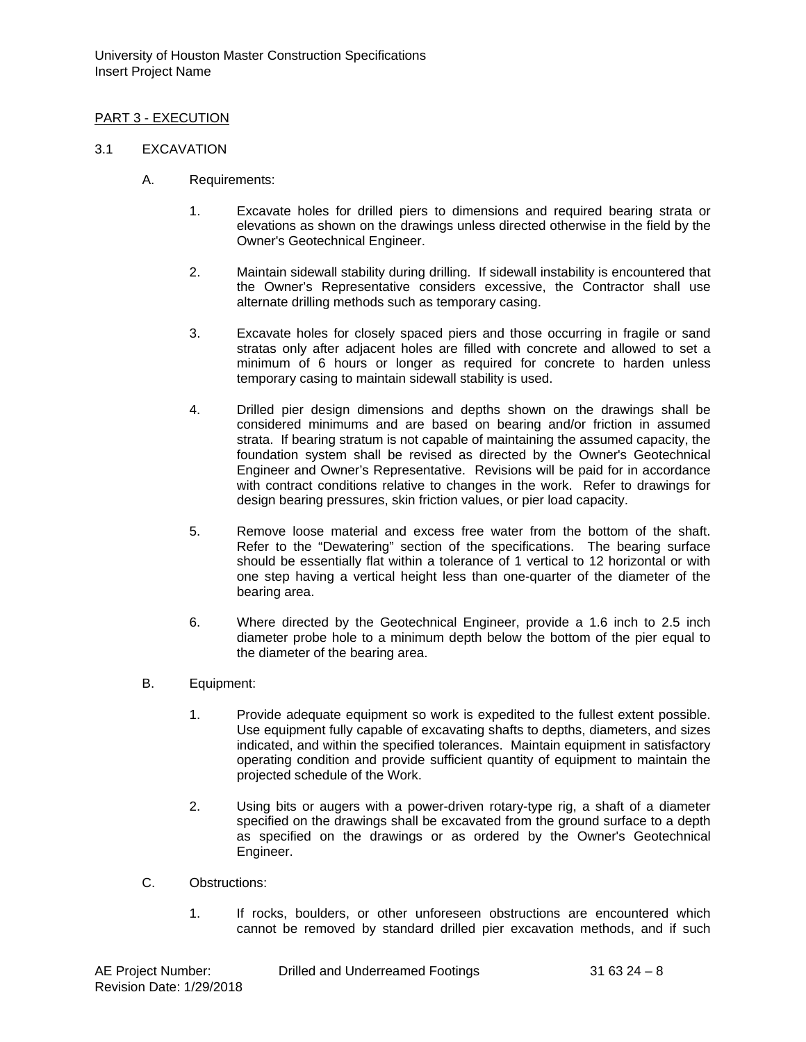## PART 3 - EXECUTION

### 3.1 EXCAVATION

A. Requirements:

1. Excavate holes for drilled piers to dimensions and required bearing strata or elevations as shown on the drawings unless directed otherwise in the field by the Owner's Geotechnical Engineer.

2. Maintain sidewall stability during drilling. If sidewall instability is encountered that the Owner's Representative considers excessive, the Contractor shall use alternate drilling methods such as temporary casing.

3. Excavate holes for closely spaced piers and those occurring in fragile or sand stratas only after adjacent holes are filled with concrete and allowed to set a minimum of 6 hours or longer as required for concrete to harden unless temporary casing to maintain sidewall stability is used.

4. Drilled pier design dimensions and depths shown on the drawings shall be considered minimums and are based on bearing and/or friction in assumed strata. If bearing stratum is not capable of maintaining the assumed capacity, the foundation system shall be revised as directed by the Owner's Geotechnical Engineer and Owner's Representative. Revisions will be paid for in accordance with contract conditions relative to changes in the work. Refer to drawings for design bearing pressures, skin friction values, or pier load capacity.

5. Remove loose material and excess free water from the bottom of the shaft. Refer to the "Dewatering" section of the specifications. The bearing surface should be essentially flat within a tolerance of 1 vertical to 12 horizontal or with one step having a vertical height less than one-quarter of the diameter of the bearing area.

6. Where directed by the Geotechnical Engineer, provide a 1.6 inch to 2.5 inch diameter probe hole to a minimum depth below the bottom of the pier equal to the diameter of the bearing area.

B. Equipment:

1. Provide adequate equipment so work is expedited to the fullest extent possible. Use equipment fully capable of excavating shafts to depths, diameters, and sizes indicated, and within the specified tolerances. Maintain equipment in satisfactory operating condition and provide sufficient quantity of equipment to maintain the projected schedule of the Work.

2. Using bits or augers with a power-driven rotary-type rig, a shaft of a diameter specified on the drawings shall be excavated from the ground surface to a depth as specified on the drawings or as ordered by the Owner's Geotechnical Engineer.

C. Obstructions:

1. If rocks, boulders, or other unforeseen obstructions are encountered which cannot be removed by standard drilled pier excavation methods, and if such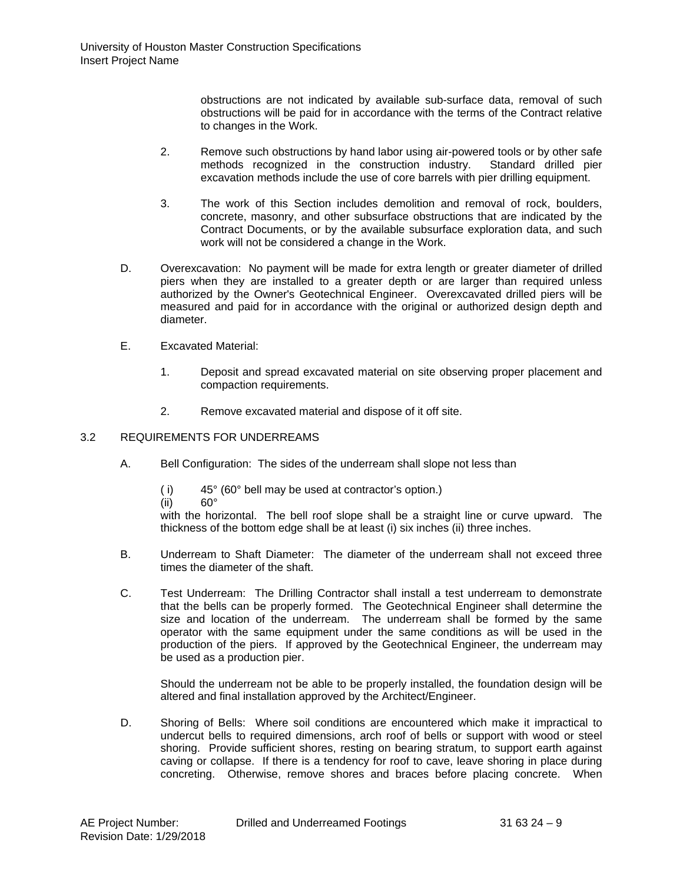obstructions are not indicated by available sub-surface data, removal of such obstructions will be paid for in accordance with the terms of the Contract relative to changes in the Work.

2. Remove such obstructions by hand labor using air-powered tools or by other safe methods recognized in the construction industry. Standard drilled pier excavation methods include the use of core barrels with pier drilling equipment.

3. The work of this Section includes demolition and removal of rock, boulders, concrete, masonry, and other subsurface obstructions that are indicated by the Contract Documents, or by the available subsurface exploration data, and such work will not be considered a change in the Work.

D. Overexcavation: No payment will be made for extra length or greater diameter of drilled piers when they are installed to a greater depth or are larger than required unless authorized by the Owner's Geotechnical Engineer. Overexcavated drilled piers will be measured and paid for in accordance with the original or authorized design depth and diameter.

E. Excavated Material:

1. Deposit and spread excavated material on site observing proper placement and compaction requirements.

2. Remove excavated material and dispose of it off site.

## 3.2 REQUIREMENTS FOR UNDERREAMS

A. Bell Configuration: The sides of the underream shall slope not less than

( i) 45° (60° bell may be used at contractor's option.)
(ii) 60°

with the horizontal. The bell roof slope shall be a straight line or curve upward. The thickness of the bottom edge shall be at least (i) six inches (ii) three inches.

B. Underream to Shaft Diameter: The diameter of the underream shall not exceed three times the diameter of the shaft.

C. Test Underream: The Drilling Contractor shall install a test underream to demonstrate that the bells can be properly formed. The Geotechnical Engineer shall determine the size and location of the underream. The underream shall be formed by the same operator with the same equipment under the same conditions as will be used in the production of the piers. If approved by the Geotechnical Engineer, the underream may be used as a production pier.

Should the underream not be able to be properly installed, the foundation design will be altered and final installation approved by the Architect/Engineer.

D. Shoring of Bells: Where soil conditions are encountered which make it impractical to undercut bells to required dimensions, arch roof of bells or support with wood or steel shoring. Provide sufficient shores, resting on bearing stratum, to support earth against caving or collapse. If there is a tendency for roof to cave, leave shoring in place during concreting. Otherwise, remove shores and braces before placing concrete. When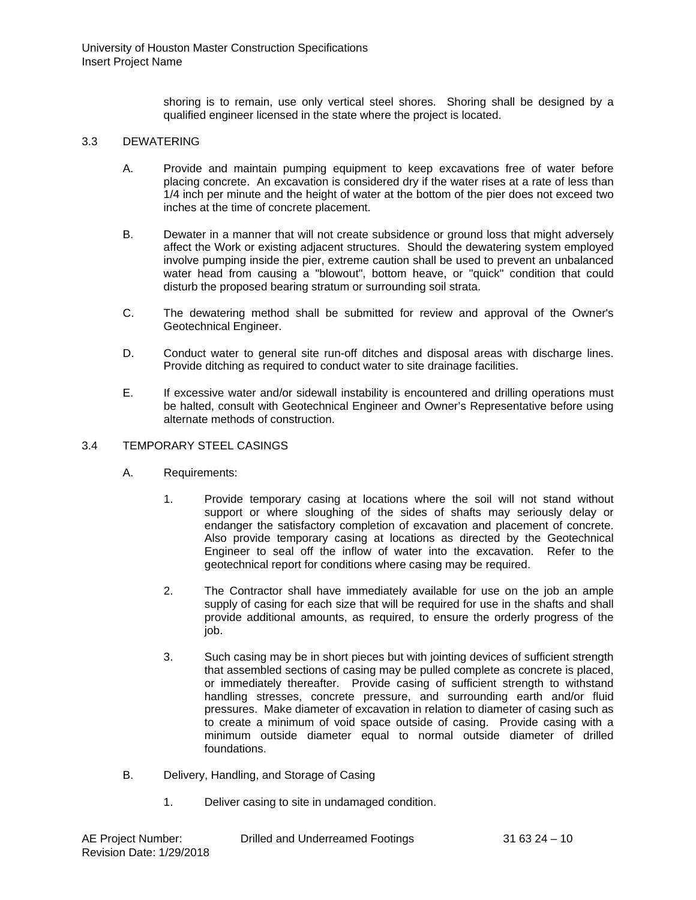shoring is to remain, use only vertical steel shores. Shoring shall be designed by a qualified engineer licensed in the state where the project is located.

## 3.3 DEWATERING

A. Provide and maintain pumping equipment to keep excavations free of water before placing concrete. An excavation is considered dry if the water rises at a rate of less than 1/4 inch per minute and the height of water at the bottom of the pier does not exceed two inches at the time of concrete placement.

B. Dewater in a manner that will not create subsidence or ground loss that might adversely affect the Work or existing adjacent structures. Should the dewatering system employed involve pumping inside the pier, extreme caution shall be used to prevent an unbalanced water head from causing a "blowout", bottom heave, or "quick" condition that could disturb the proposed bearing stratum or surrounding soil strata.

C. The dewatering method shall be submitted for review and approval of the Owner's Geotechnical Engineer.

D. Conduct water to general site run-off ditches and disposal areas with discharge lines. Provide ditching as required to conduct water to site drainage facilities.

E. If excessive water and/or sidewall instability is encountered and drilling operations must be halted, consult with Geotechnical Engineer and Owner's Representative before using alternate methods of construction.

## 3.4 TEMPORARY STEEL CASINGS

A. Requirements:

1. Provide temporary casing at locations where the soil will not stand without support or where sloughing of the sides of shafts may seriously delay or endanger the satisfactory completion of excavation and placement of concrete. Also provide temporary casing at locations as directed by the Geotechnical Engineer to seal off the inflow of water into the excavation. Refer to the geotechnical report for conditions where casing may be required.

2. The Contractor shall have immediately available for use on the job an ample supply of casing for each size that will be required for use in the shafts and shall provide additional amounts, as required, to ensure the orderly progress of the job.

3. Such casing may be in short pieces but with jointing devices of sufficient strength that assembled sections of casing may be pulled complete as concrete is placed, or immediately thereafter. Provide casing of sufficient strength to withstand handling stresses, concrete pressure, and surrounding earth and/or fluid pressures. Make diameter of excavation in relation to diameter of casing such as to create a minimum of void space outside of casing. Provide casing with a minimum outside diameter equal to normal outside diameter of drilled foundations.

B. Delivery, Handling, and Storage of Casing

1. Deliver casing to site in undamaged condition.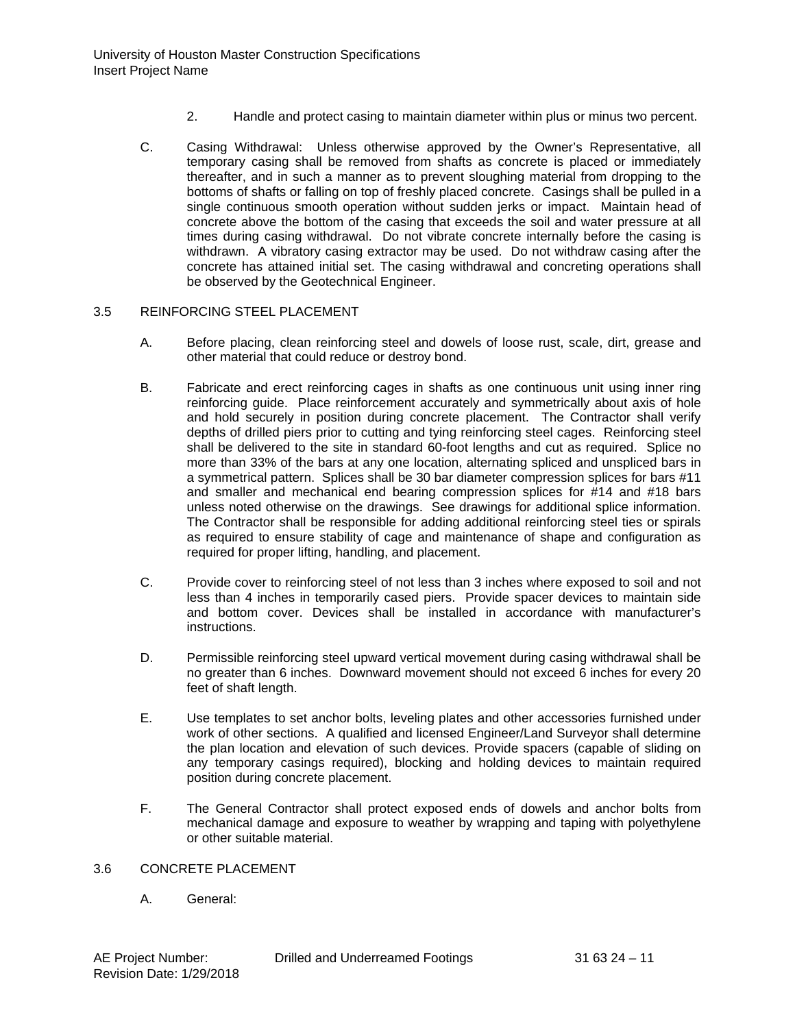2. Handle and protect casing to maintain diameter within plus or minus two percent.

C. Casing Withdrawal: Unless otherwise approved by the Owner's Representative, all temporary casing shall be removed from shafts as concrete is placed or immediately thereafter, and in such a manner as to prevent sloughing material from dropping to the bottoms of shafts or falling on top of freshly placed concrete. Casings shall be pulled in a single continuous smooth operation without sudden jerks or impact. Maintain head of concrete above the bottom of the casing that exceeds the soil and water pressure at all times during casing withdrawal. Do not vibrate concrete internally before the casing is withdrawn. A vibratory casing extractor may be used. Do not withdraw casing after the concrete has attained initial set. The casing withdrawal and concreting operations shall be observed by the Geotechnical Engineer.

## 3.5 REINFORCING STEEL PLACEMENT

A. Before placing, clean reinforcing steel and dowels of loose rust, scale, dirt, grease and other material that could reduce or destroy bond.

B. Fabricate and erect reinforcing cages in shafts as one continuous unit using inner ring reinforcing guide. Place reinforcement accurately and symmetrically about axis of hole and hold securely in position during concrete placement. The Contractor shall verify depths of drilled piers prior to cutting and tying reinforcing steel cages. Reinforcing steel shall be delivered to the site in standard 60-foot lengths and cut as required. Splice no more than 33% of the bars at any one location, alternating spliced and unspliced bars in a symmetrical pattern. Splices shall be 30 bar diameter compression splices for bars #11 and smaller and mechanical end bearing compression splices for #14 and #18 bars unless noted otherwise on the drawings. See drawings for additional splice information. The Contractor shall be responsible for adding additional reinforcing steel ties or spirals as required to ensure stability of cage and maintenance of shape and configuration as required for proper lifting, handling, and placement.

C. Provide cover to reinforcing steel of not less than 3 inches where exposed to soil and not less than 4 inches in temporarily cased piers. Provide spacer devices to maintain side and bottom cover. Devices shall be installed in accordance with manufacturer's instructions.

D. Permissible reinforcing steel upward vertical movement during casing withdrawal shall be no greater than 6 inches. Downward movement should not exceed 6 inches for every 20 feet of shaft length.

E. Use templates to set anchor bolts, leveling plates and other accessories furnished under work of other sections. A qualified and licensed Engineer/Land Surveyor shall determine the plan location and elevation of such devices. Provide spacers (capable of sliding on any temporary casings required), blocking and holding devices to maintain required position during concrete placement.

F. The General Contractor shall protect exposed ends of dowels and anchor bolts from mechanical damage and exposure to weather by wrapping and taping with polyethylene or other suitable material.

## 3.6 CONCRETE PLACEMENT

A. General: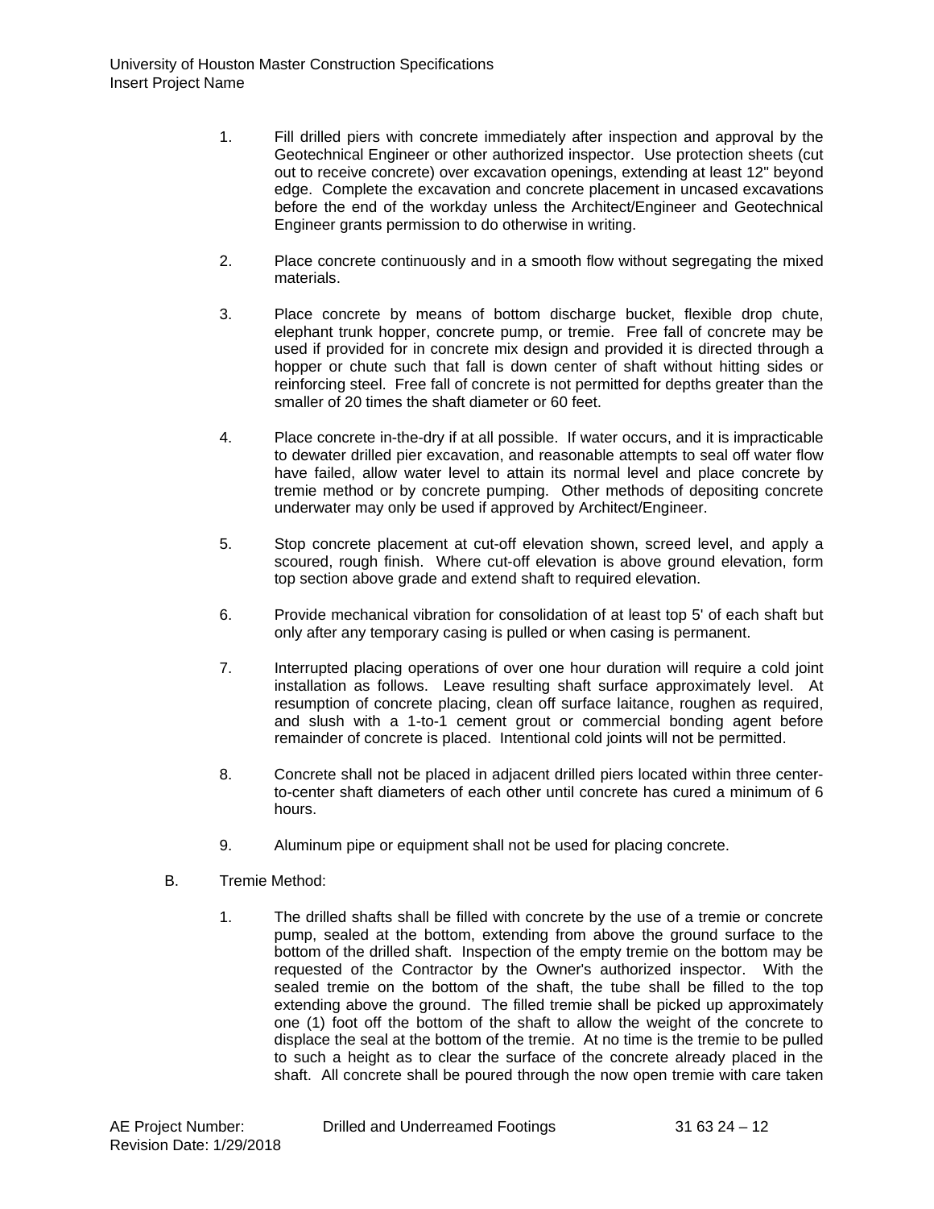1. Fill drilled piers with concrete immediately after inspection and approval by the Geotechnical Engineer or other authorized inspector. Use protection sheets (cut out to receive concrete) over excavation openings, extending at least 12" beyond edge. Complete the excavation and concrete placement in uncased excavations before the end of the workday unless the Architect/Engineer and Geotechnical Engineer grants permission to do otherwise in writing.

2. Place concrete continuously and in a smooth flow without segregating the mixed materials.

3. Place concrete by means of bottom discharge bucket, flexible drop chute, elephant trunk hopper, concrete pump, or tremie. Free fall of concrete may be used if provided for in concrete mix design and provided it is directed through a hopper or chute such that fall is down center of shaft without hitting sides or reinforcing steel. Free fall of concrete is not permitted for depths greater than the smaller of 20 times the shaft diameter or 60 feet.

4. Place concrete in-the-dry if at all possible. If water occurs, and it is impracticable to dewater drilled pier excavation, and reasonable attempts to seal off water flow have failed, allow water level to attain its normal level and place concrete by tremie method or by concrete pumping. Other methods of depositing concrete underwater may only be used if approved by Architect/Engineer.

5. Stop concrete placement at cut-off elevation shown, screed level, and apply a scoured, rough finish. Where cut-off elevation is above ground elevation, form top section above grade and extend shaft to required elevation.

6. Provide mechanical vibration for consolidation of at least top 5' of each shaft but only after any temporary casing is pulled or when casing is permanent.

7. Interrupted placing operations of over one hour duration will require a cold joint installation as follows. Leave resulting shaft surface approximately level. At resumption of concrete placing, clean off surface laitance, roughen as required, and slush with a 1-to-1 cement grout or commercial bonding agent before remainder of concrete is placed. Intentional cold joints will not be permitted.

8. Concrete shall not be placed in adjacent drilled piers located within three center-to-center shaft diameters of each other until concrete has cured a minimum of 6 hours.

9. Aluminum pipe or equipment shall not be used for placing concrete.

B. Tremie Method:

1. The drilled shafts shall be filled with concrete by the use of a tremie or concrete pump, sealed at the bottom, extending from above the ground surface to the bottom of the drilled shaft. Inspection of the empty tremie on the bottom may be requested of the Contractor by the Owner's authorized inspector. With the sealed tremie on the bottom of the shaft, the tube shall be filled to the top extending above the ground. The filled tremie shall be picked up approximately one (1) foot off the bottom of the shaft to allow the weight of the concrete to displace the seal at the bottom of the tremie. At no time is the tremie to be pulled to such a height as to clear the surface of the concrete already placed in the shaft. All concrete shall be poured through the now open tremie with care taken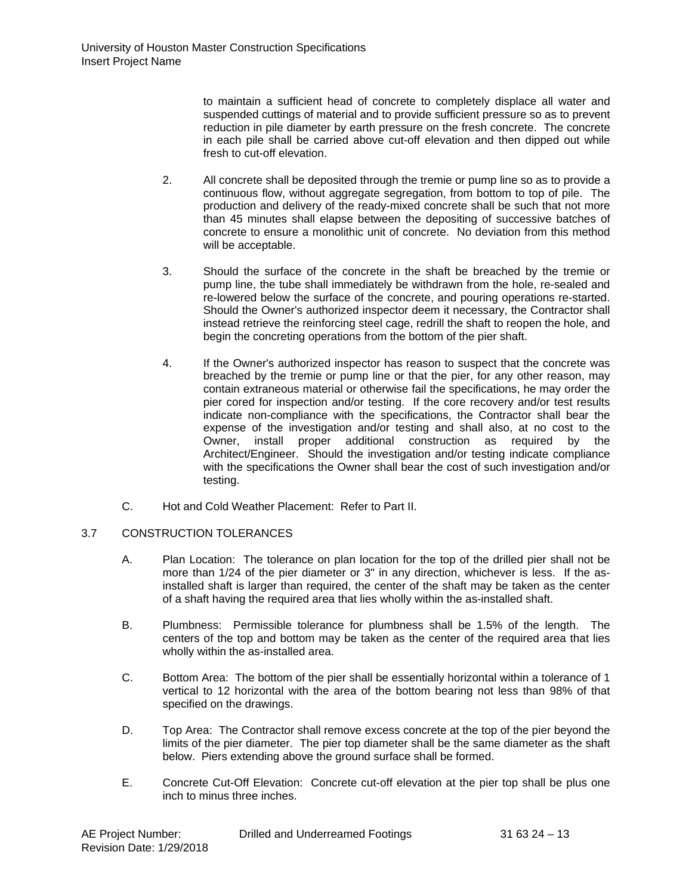to maintain a sufficient head of concrete to completely displace all water and suspended cuttings of material and to provide sufficient pressure so as to prevent reduction in pile diameter by earth pressure on the fresh concrete. The concrete in each pile shall be carried above cut-off elevation and then dipped out while fresh to cut-off elevation.

2. All concrete shall be deposited through the tremie or pump line so as to provide a continuous flow, without aggregate segregation, from bottom to top of pile. The production and delivery of the ready-mixed concrete shall be such that not more than 45 minutes shall elapse between the depositing of successive batches of concrete to ensure a monolithic unit of concrete. No deviation from this method will be acceptable.

3. Should the surface of the concrete in the shaft be breached by the tremie or pump line, the tube shall immediately be withdrawn from the hole, re-sealed and re-lowered below the surface of the concrete, and pouring operations re-started. Should the Owner's authorized inspector deem it necessary, the Contractor shall instead retrieve the reinforcing steel cage, redrill the shaft to reopen the hole, and begin the concreting operations from the bottom of the pier shaft.

4. If the Owner's authorized inspector has reason to suspect that the concrete was breached by the tremie or pump line or that the pier, for any other reason, may contain extraneous material or otherwise fail the specifications, he may order the pier cored for inspection and/or testing. If the core recovery and/or test results indicate non-compliance with the specifications, the Contractor shall bear the expense of the investigation and/or testing and shall also, at no cost to the Owner, install proper additional construction as required by the Architect/Engineer. Should the investigation and/or testing indicate compliance with the specifications the Owner shall bear the cost of such investigation and/or testing.

C. Hot and Cold Weather Placement: Refer to Part II.

## 3.7 CONSTRUCTION TOLERANCES

A. Plan Location: The tolerance on plan location for the top of the drilled pier shall not be more than 1/24 of the pier diameter or 3" in any direction, whichever is less. If the as-installed shaft is larger than required, the center of the shaft may be taken as the center of a shaft having the required area that lies wholly within the as-installed shaft.

B. Plumbness: Permissible tolerance for plumbness shall be 1.5% of the length. The centers of the top and bottom may be taken as the center of the required area that lies wholly within the as-installed area.

C. Bottom Area: The bottom of the pier shall be essentially horizontal within a tolerance of 1 vertical to 12 horizontal with the area of the bottom bearing not less than 98% of that specified on the drawings.

D. Top Area: The Contractor shall remove excess concrete at the top of the pier beyond the limits of the pier diameter. The pier top diameter shall be the same diameter as the shaft below. Piers extending above the ground surface shall be formed.

E. Concrete Cut-Off Elevation: Concrete cut-off elevation at the pier top shall be plus one inch to minus three inches.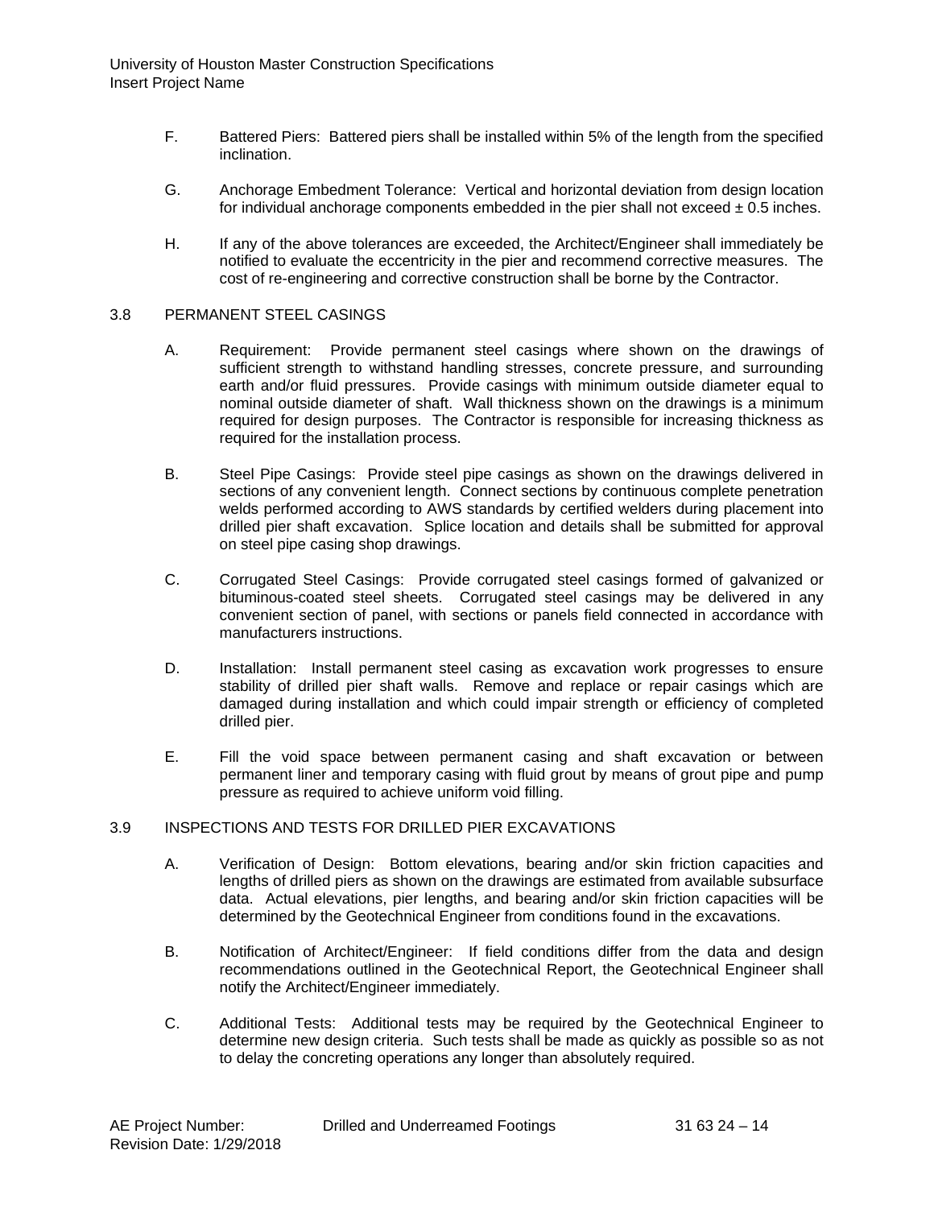F. Battered Piers: Battered piers shall be installed within 5% of the length from the specified inclination.

G. Anchorage Embedment Tolerance: Vertical and horizontal deviation from design location for individual anchorage components embedded in the pier shall not exceed ± 0.5 inches.

H. If any of the above tolerances are exceeded, the Architect/Engineer shall immediately be notified to evaluate the eccentricity in the pier and recommend corrective measures. The cost of re-engineering and corrective construction shall be borne by the Contractor.

## 3.8 PERMANENT STEEL CASINGS

A. Requirement: Provide permanent steel casings where shown on the drawings of sufficient strength to withstand handling stresses, concrete pressure, and surrounding earth and/or fluid pressures. Provide casings with minimum outside diameter equal to nominal outside diameter of shaft. Wall thickness shown on the drawings is a minimum required for design purposes. The Contractor is responsible for increasing thickness as required for the installation process.

B. Steel Pipe Casings: Provide steel pipe casings as shown on the drawings delivered in sections of any convenient length. Connect sections by continuous complete penetration welds performed according to AWS standards by certified welders during placement into drilled pier shaft excavation. Splice location and details shall be submitted for approval on steel pipe casing shop drawings.

C. Corrugated Steel Casings: Provide corrugated steel casings formed of galvanized or bituminous-coated steel sheets. Corrugated steel casings may be delivered in any convenient section of panel, with sections or panels field connected in accordance with manufacturers instructions.

D. Installation: Install permanent steel casing as excavation work progresses to ensure stability of drilled pier shaft walls. Remove and replace or repair casings which are damaged during installation and which could impair strength or efficiency of completed drilled pier.

E. Fill the void space between permanent casing and shaft excavation or between permanent liner and temporary casing with fluid grout by means of grout pipe and pump pressure as required to achieve uniform void filling.

## 3.9 INSPECTIONS AND TESTS FOR DRILLED PIER EXCAVATIONS

A. Verification of Design: Bottom elevations, bearing and/or skin friction capacities and lengths of drilled piers as shown on the drawings are estimated from available subsurface data. Actual elevations, pier lengths, and bearing and/or skin friction capacities will be determined by the Geotechnical Engineer from conditions found in the excavations.

B. Notification of Architect/Engineer: If field conditions differ from the data and design recommendations outlined in the Geotechnical Report, the Geotechnical Engineer shall notify the Architect/Engineer immediately.

C. Additional Tests: Additional tests may be required by the Geotechnical Engineer to determine new design criteria. Such tests shall be made as quickly as possible so as not to delay the concreting operations any longer than absolutely required.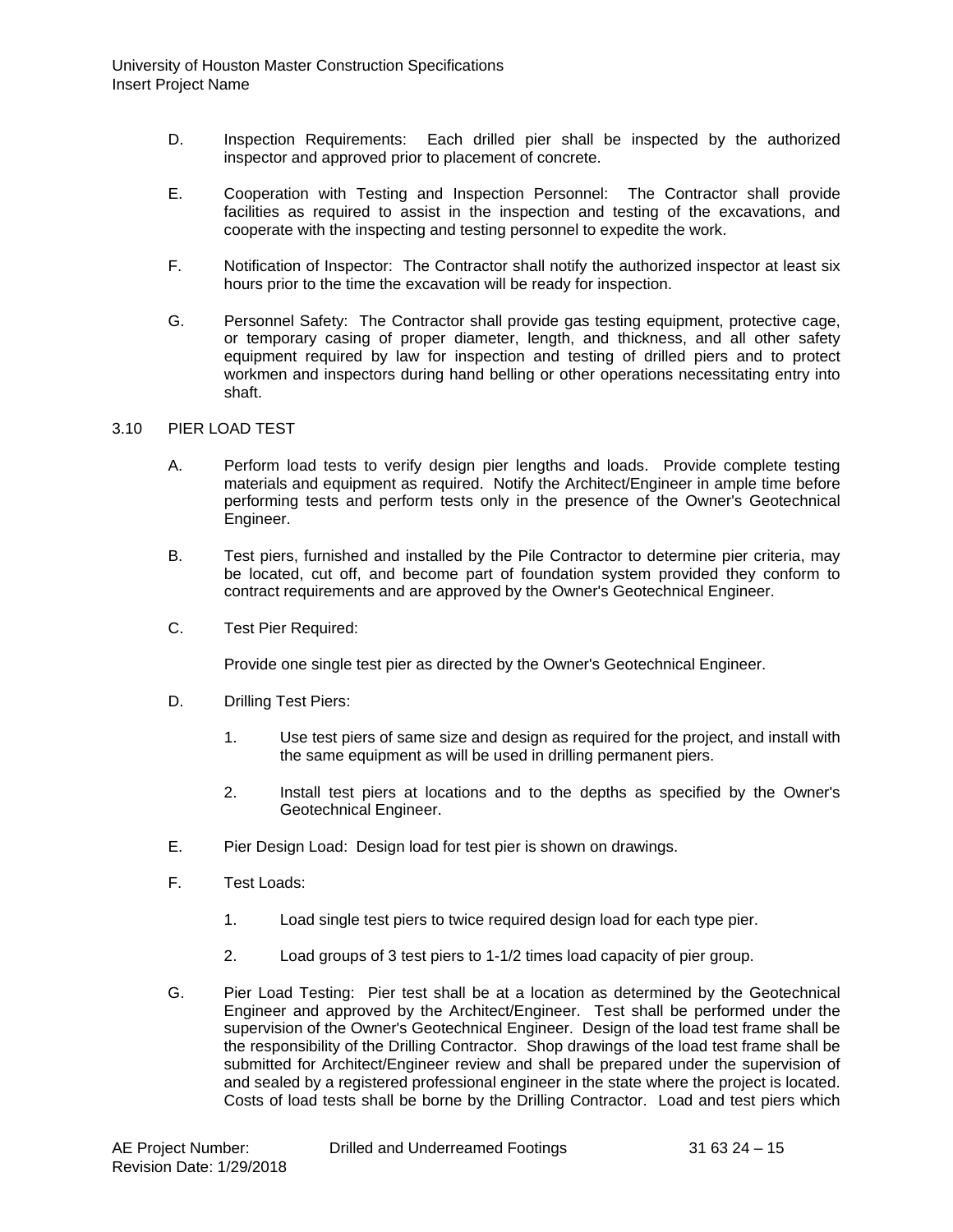D. Inspection Requirements: Each drilled pier shall be inspected by the authorized inspector and approved prior to placement of concrete.

E. Cooperation with Testing and Inspection Personnel: The Contractor shall provide facilities as required to assist in the inspection and testing of the excavations, and cooperate with the inspecting and testing personnel to expedite the work.

F. Notification of Inspector: The Contractor shall notify the authorized inspector at least six hours prior to the time the excavation will be ready for inspection.

G. Personnel Safety: The Contractor shall provide gas testing equipment, protective cage, or temporary casing of proper diameter, length, and thickness, and all other safety equipment required by law for inspection and testing of drilled piers and to protect workmen and inspectors during hand belling or other operations necessitating entry into shaft.

## 3.10 PIER LOAD TEST

A. Perform load tests to verify design pier lengths and loads. Provide complete testing materials and equipment as required. Notify the Architect/Engineer in ample time before performing tests and perform tests only in the presence of the Owner's Geotechnical Engineer.

B. Test piers, furnished and installed by the Pile Contractor to determine pier criteria, may be located, cut off, and become part of foundation system provided they conform to contract requirements and are approved by the Owner's Geotechnical Engineer.

C. Test Pier Required:

Provide one single test pier as directed by the Owner's Geotechnical Engineer.

D. Drilling Test Piers:

1. Use test piers of same size and design as required for the project, and install with the same equipment as will be used in drilling permanent piers.

2. Install test piers at locations and to the depths as specified by the Owner's Geotechnical Engineer.

E. Pier Design Load: Design load for test pier is shown on drawings.

F. Test Loads:

1. Load single test piers to twice required design load for each type pier.

2. Load groups of 3 test piers to 1-1/2 times load capacity of pier group.

G. Pier Load Testing: Pier test shall be at a location as determined by the Geotechnical Engineer and approved by the Architect/Engineer. Test shall be performed under the supervision of the Owner's Geotechnical Engineer. Design of the load test frame shall be the responsibility of the Drilling Contractor. Shop drawings of the load test frame shall be submitted for Architect/Engineer review and shall be prepared under the supervision of and sealed by a registered professional engineer in the state where the project is located. Costs of load tests shall be borne by the Drilling Contractor. Load and test piers which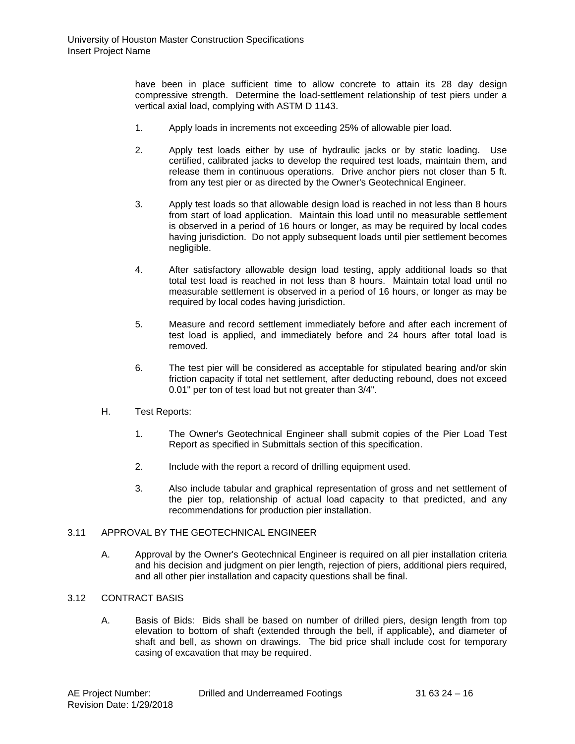have been in place sufficient time to allow concrete to attain its 28 day design compressive strength. Determine the load-settlement relationship of test piers under a vertical axial load, complying with ASTM D 1143.

1. Apply loads in increments not exceeding 25% of allowable pier load.

2. Apply test loads either by use of hydraulic jacks or by static loading. Use certified, calibrated jacks to develop the required test loads, maintain them, and release them in continuous operations. Drive anchor piers not closer than 5 ft. from any test pier or as directed by the Owner's Geotechnical Engineer.

3. Apply test loads so that allowable design load is reached in not less than 8 hours from start of load application. Maintain this load until no measurable settlement is observed in a period of 16 hours or longer, as may be required by local codes having jurisdiction. Do not apply subsequent loads until pier settlement becomes negligible.

4. After satisfactory allowable design load testing, apply additional loads so that total test load is reached in not less than 8 hours. Maintain total load until no measurable settlement is observed in a period of 16 hours, or longer as may be required by local codes having jurisdiction.

5. Measure and record settlement immediately before and after each increment of test load is applied, and immediately before and 24 hours after total load is removed.

6. The test pier will be considered as acceptable for stipulated bearing and/or skin friction capacity if total net settlement, after deducting rebound, does not exceed 0.01" per ton of test load but not greater than 3/4".

H. Test Reports:

1. The Owner's Geotechnical Engineer shall submit copies of the Pier Load Test Report as specified in Submittals section of this specification.

2. Include with the report a record of drilling equipment used.

3. Also include tabular and graphical representation of gross and net settlement of the pier top, relationship of actual load capacity to that predicted, and any recommendations for production pier installation.

## 3.11 APPROVAL BY THE GEOTECHNICAL ENGINEER

A. Approval by the Owner's Geotechnical Engineer is required on all pier installation criteria and his decision and judgment on pier length, rejection of piers, additional piers required, and all other pier installation and capacity questions shall be final.

## 3.12 CONTRACT BASIS

A. Basis of Bids: Bids shall be based on number of drilled piers, design length from top elevation to bottom of shaft (extended through the bell, if applicable), and diameter of shaft and bell, as shown on drawings. The bid price shall include cost for temporary casing of excavation that may be required.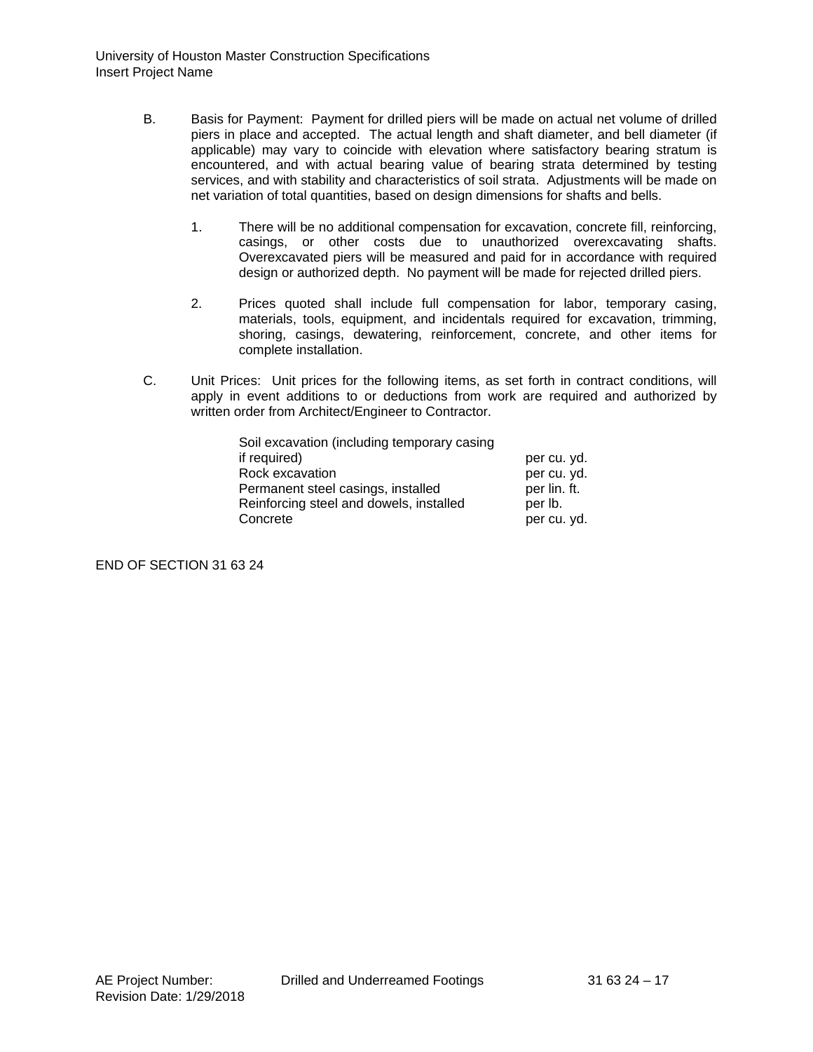B. Basis for Payment: Payment for drilled piers will be made on actual net volume of drilled piers in place and accepted. The actual length and shaft diameter, and bell diameter (if applicable) may vary to coincide with elevation where satisfactory bearing stratum is encountered, and with actual bearing value of bearing strata determined by testing services, and with stability and characteristics of soil strata. Adjustments will be made on net variation of total quantities, based on design dimensions for shafts and bells.

1. There will be no additional compensation for excavation, concrete fill, reinforcing, casings, or other costs due to unauthorized overexcavating shafts. Overexcavated piers will be measured and paid for in accordance with required design or authorized depth. No payment will be made for rejected drilled piers.

2. Prices quoted shall include full compensation for labor, temporary casing, materials, tools, equipment, and incidentals required for excavation, trimming, shoring, casings, dewatering, reinforcement, concrete, and other items for complete installation.

C. Unit Prices: Unit prices for the following items, as set forth in contract conditions, will apply in event additions to or deductions from work are required and authorized by written order from Architect/Engineer to Contractor.

| | |
|---|---|
| Soil excavation (including temporary casing if required) | per cu. yd. |
| Rock excavation | per cu. yd. |
| Permanent steel casings, installed | per lin. ft. |
| Reinforcing steel and dowels, installed | per lb. |
| Concrete | per cu. yd. |

END OF SECTION 31 63 24